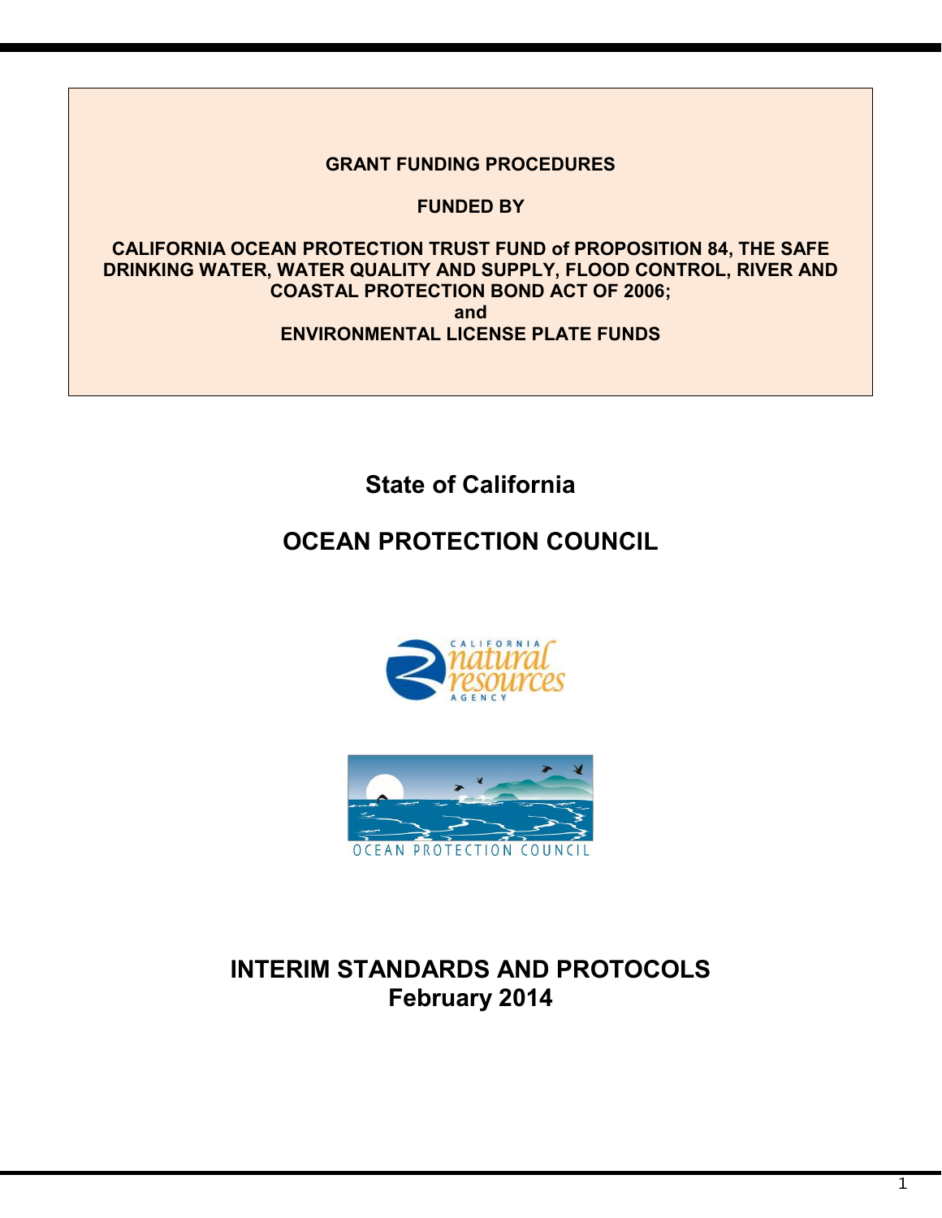**GRANT FUNDING PROCEDURES**

**FUNDED BY**

**CALIFORNIA OCEAN PROTECTION TRUST FUND of PROPOSITION 84, THE SAFE DRINKING WATER, WATER QUALITY AND SUPPLY, FLOOD CONTROL, RIVER AND COASTAL PROTECTION BOND ACT OF 2006;**
**and**
**ENVIRONMENTAL LICENSE PLATE FUNDS**

## State of California

# OCEAN PROTECTION COUNCIL

# INTERIM STANDARDS AND PROTOCOLS
## February 2014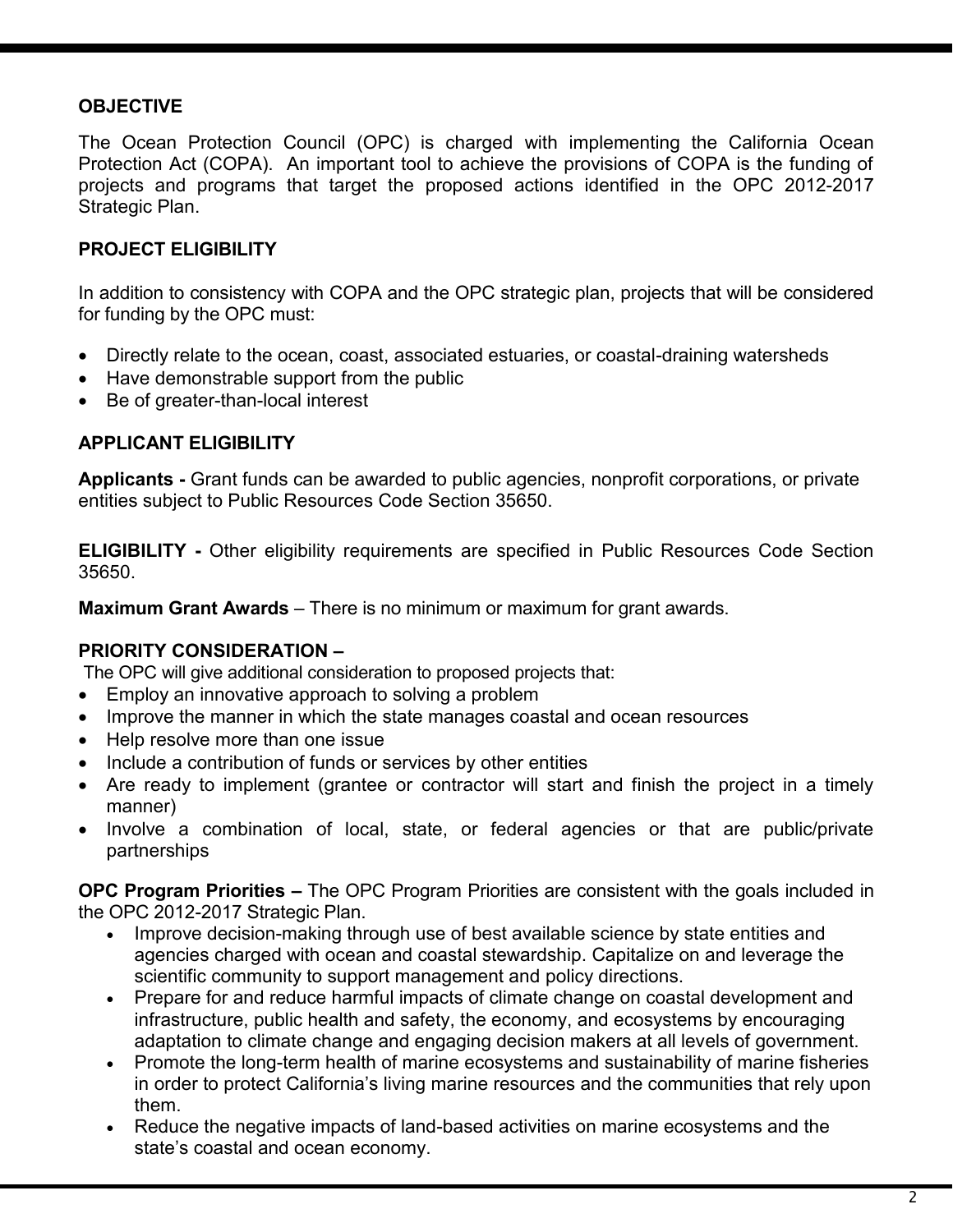## OBJECTIVE

The Ocean Protection Council (OPC) is charged with implementing the California Ocean Protection Act (COPA). An important tool to achieve the provisions of COPA is the funding of projects and programs that target the proposed actions identified in the OPC 2012-2017 Strategic Plan.

## PROJECT ELIGIBILITY

In addition to consistency with COPA and the OPC strategic plan, projects that will be considered for funding by the OPC must:

- Directly relate to the ocean, coast, associated estuaries, or coastal-draining watersheds
- Have demonstrable support from the public
- Be of greater-than-local interest

## APPLICANT ELIGIBILITY

**Applicants -** Grant funds can be awarded to public agencies, nonprofit corporations, or private entities subject to Public Resources Code Section 35650.

**ELIGIBILITY -** Other eligibility requirements are specified in Public Resources Code Section 35650.

**Maximum Grant Awards** – There is no minimum or maximum for grant awards.

## PRIORITY CONSIDERATION –

The OPC will give additional consideration to proposed projects that:

- Employ an innovative approach to solving a problem
- Improve the manner in which the state manages coastal and ocean resources
- Help resolve more than one issue
- Include a contribution of funds or services by other entities
- Are ready to implement (grantee or contractor will start and finish the project in a timely manner)
- Involve a combination of local, state, or federal agencies or that are public/private partnerships

**OPC Program Priorities –** The OPC Program Priorities are consistent with the goals included in the OPC 2012-2017 Strategic Plan.

- Improve decision-making through use of best available science by state entities and agencies charged with ocean and coastal stewardship. Capitalize on and leverage the scientific community to support management and policy directions.
- Prepare for and reduce harmful impacts of climate change on coastal development and infrastructure, public health and safety, the economy, and ecosystems by encouraging adaptation to climate change and engaging decision makers at all levels of government.
- Promote the long-term health of marine ecosystems and sustainability of marine fisheries in order to protect California's living marine resources and the communities that rely upon them.
- Reduce the negative impacts of land-based activities on marine ecosystems and the state's coastal and ocean economy.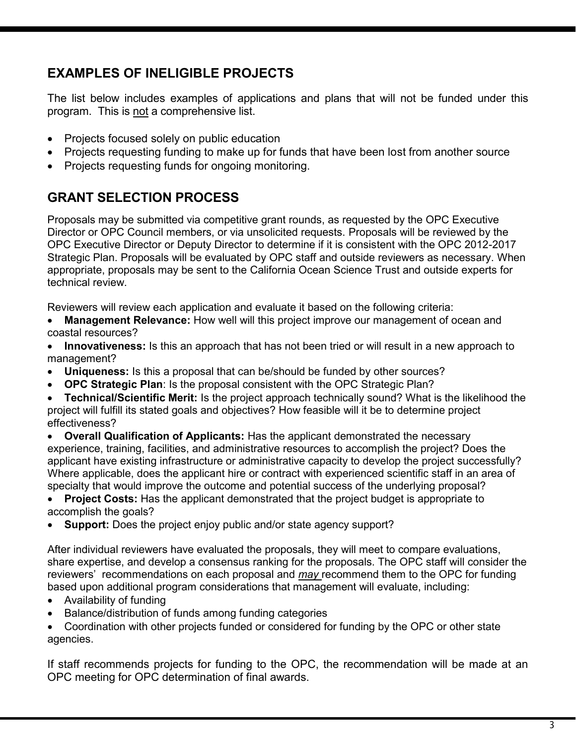## EXAMPLES OF INELIGIBLE PROJECTS

The list below includes examples of applications and plans that will not be funded under this program. This is <u>not</u> a comprehensive list.

- Projects focused solely on public education
- Projects requesting funding to make up for funds that have been lost from another source
- Projects requesting funds for ongoing monitoring.

## GRANT SELECTION PROCESS

Proposals may be submitted via competitive grant rounds, as requested by the OPC Executive Director or OPC Council members, or via unsolicited requests. Proposals will be reviewed by the OPC Executive Director or Deputy Director to determine if it is consistent with the OPC 2012-2017 Strategic Plan. Proposals will be evaluated by OPC staff and outside reviewers as necessary. When appropriate, proposals may be sent to the California Ocean Science Trust and outside experts for technical review.

Reviewers will review each application and evaluate it based on the following criteria:

- **Management Relevance:** How well will this project improve our management of ocean and coastal resources?
- **Innovativeness:** Is this an approach that has not been tried or will result in a new approach to management?
- **Uniqueness:** Is this a proposal that can be/should be funded by other sources?
- **OPC Strategic Plan**: Is the proposal consistent with the OPC Strategic Plan?
- **Technical/Scientific Merit:** Is the project approach technically sound? What is the likelihood the project will fulfill its stated goals and objectives? How feasible will it be to determine project effectiveness?
- **Overall Qualification of Applicants:** Has the applicant demonstrated the necessary experience, training, facilities, and administrative resources to accomplish the project? Does the applicant have existing infrastructure or administrative capacity to develop the project successfully? Where applicable, does the applicant hire or contract with experienced scientific staff in an area of specialty that would improve the outcome and potential success of the underlying proposal?
- **Project Costs:** Has the applicant demonstrated that the project budget is appropriate to accomplish the goals?
- **Support:** Does the project enjoy public and/or state agency support?

After individual reviewers have evaluated the proposals, they will meet to compare evaluations, share expertise, and develop a consensus ranking for the proposals. The OPC staff will consider the reviewers' recommendations on each proposal and <u>*may*</u> recommend them to the OPC for funding based upon additional program considerations that management will evaluate, including:

- Availability of funding
- Balance/distribution of funds among funding categories
- Coordination with other projects funded or considered for funding by the OPC or other state agencies.

If staff recommends projects for funding to the OPC, the recommendation will be made at an OPC meeting for OPC determination of final awards.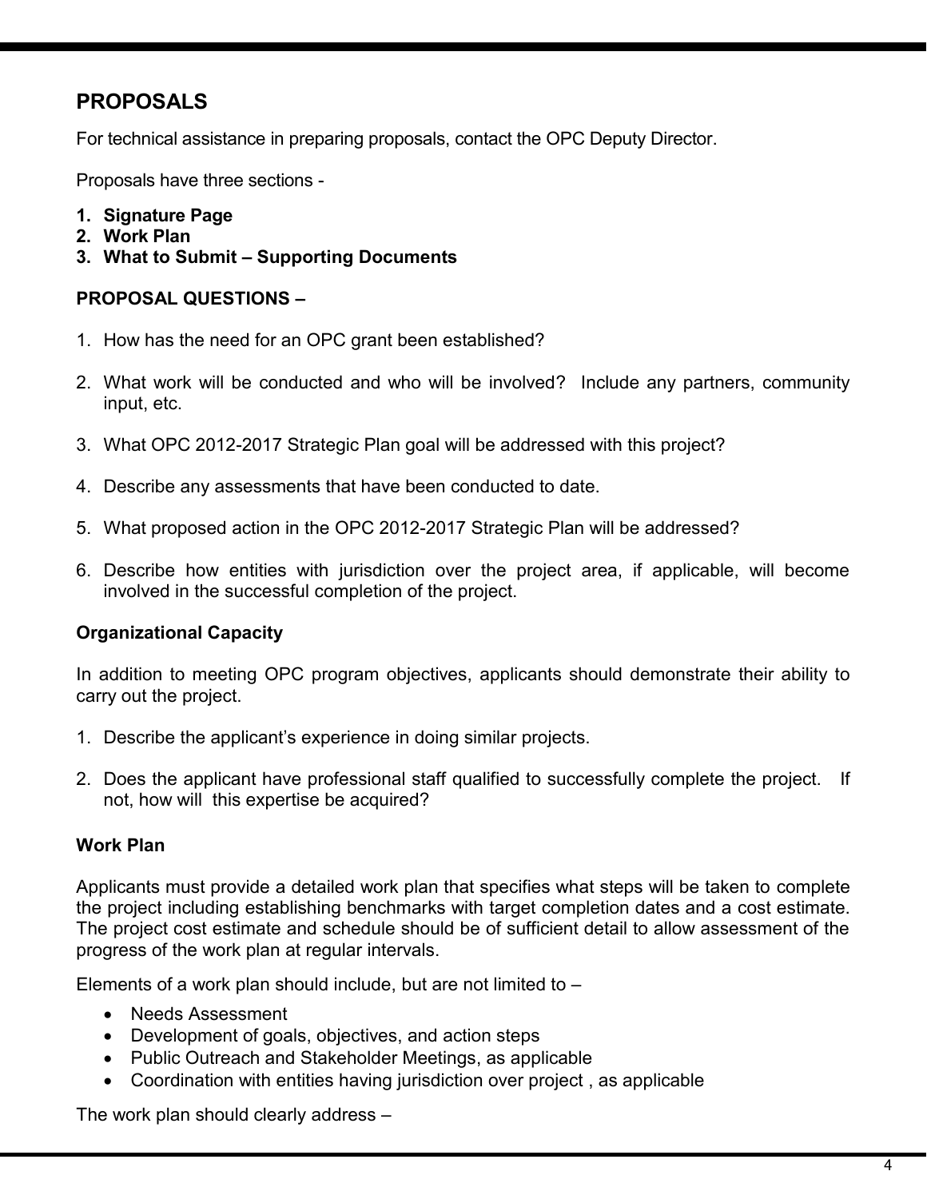## PROPOSALS

For technical assistance in preparing proposals, contact the OPC Deputy Director.

Proposals have three sections -

1. **Signature Page**
2. **Work Plan**
3. **What to Submit – Supporting Documents**

### PROPOSAL QUESTIONS –

1. How has the need for an OPC grant been established?
2. What work will be conducted and who will be involved? Include any partners, community input, etc.
3. What OPC 2012-2017 Strategic Plan goal will be addressed with this project?
4. Describe any assessments that have been conducted to date.
5. What proposed action in the OPC 2012-2017 Strategic Plan will be addressed?
6. Describe how entities with jurisdiction over the project area, if applicable, will become involved in the successful completion of the project.

### Organizational Capacity

In addition to meeting OPC program objectives, applicants should demonstrate their ability to carry out the project.

1. Describe the applicant's experience in doing similar projects.
2. Does the applicant have professional staff qualified to successfully complete the project. If not, how will this expertise be acquired?

### Work Plan

Applicants must provide a detailed work plan that specifies what steps will be taken to complete the project including establishing benchmarks with target completion dates and a cost estimate. The project cost estimate and schedule should be of sufficient detail to allow assessment of the progress of the work plan at regular intervals.

Elements of a work plan should include, but are not limited to –

- Needs Assessment
- Development of goals, objectives, and action steps
- Public Outreach and Stakeholder Meetings, as applicable
- Coordination with entities having jurisdiction over project , as applicable

The work plan should clearly address –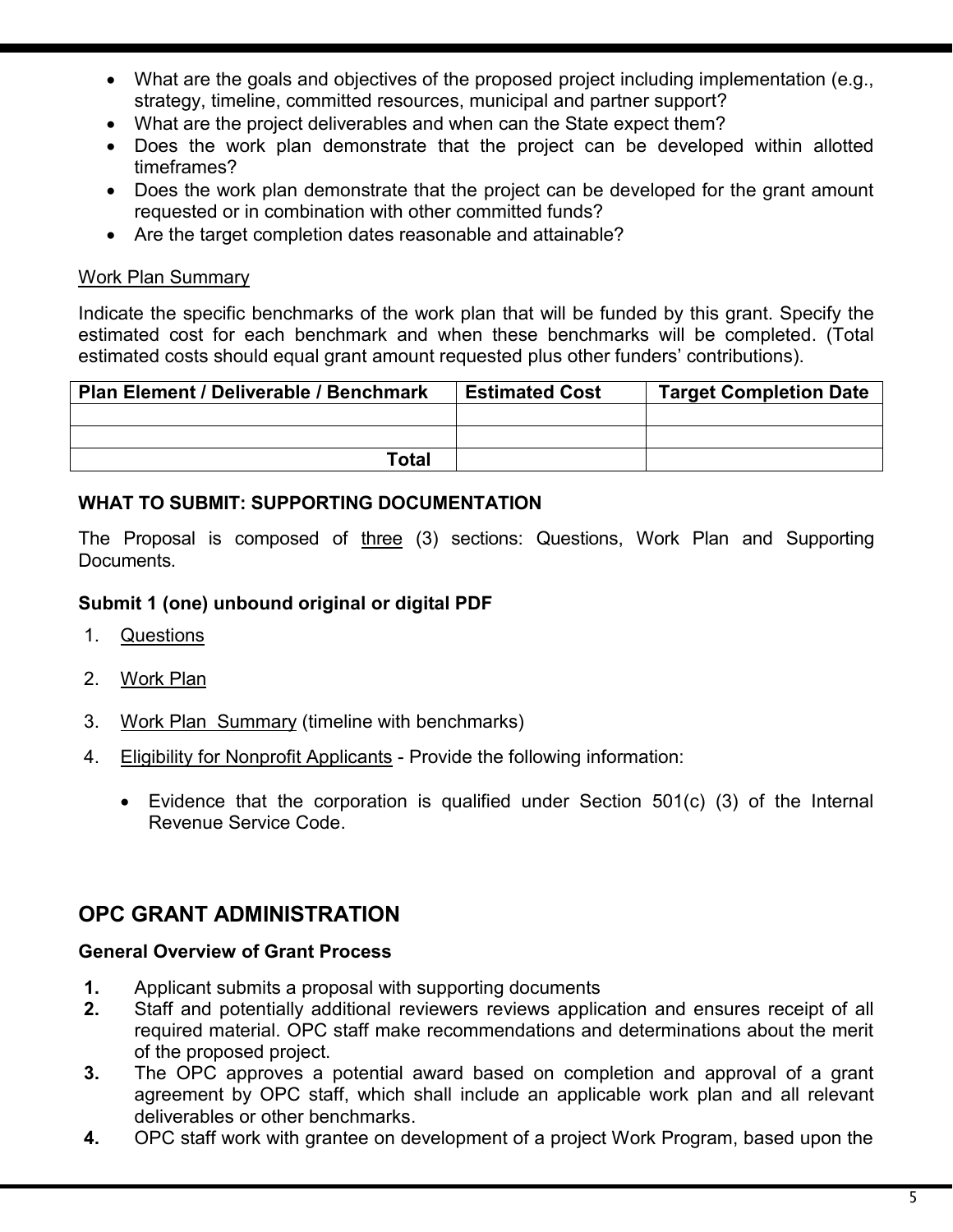- What are the goals and objectives of the proposed project including implementation (e.g., strategy, timeline, committed resources, municipal and partner support?
- What are the project deliverables and when can the State expect them?
- Does the work plan demonstrate that the project can be developed within allotted timeframes?
- Does the work plan demonstrate that the project can be developed for the grant amount requested or in combination with other committed funds?
- Are the target completion dates reasonable and attainable?

<u>Work Plan Summary</u>

Indicate the specific benchmarks of the work plan that will be funded by this grant. Specify the estimated cost for each benchmark and when these benchmarks will be completed. (Total estimated costs should equal grant amount requested plus other funders' contributions).

| Plan Element / Deliverable / Benchmark | Estimated Cost | Target Completion Date |
|---|---|---|
| | | |
| | | |
| **Total** | | |

**WHAT TO SUBMIT: SUPPORTING DOCUMENTATION**

The Proposal is composed of <u>three</u> (3) sections: Questions, Work Plan and Supporting Documents.

**Submit 1 (one) unbound original or digital PDF**

1. <u>Questions</u>
2. <u>Work Plan</u>
3. <u>Work Plan Summary</u> (timeline with benchmarks)
4. <u>Eligibility for Nonprofit Applicants</u> - Provide the following information:
   - Evidence that the corporation is qualified under Section 501(c) (3) of the Internal Revenue Service Code.

## OPC GRANT ADMINISTRATION

**General Overview of Grant Process**

**1.** Applicant submits a proposal with supporting documents

**2.** Staff and potentially additional reviewers reviews application and ensures receipt of all required material. OPC staff make recommendations and determinations about the merit of the proposed project.

**3.** The OPC approves a potential award based on completion and approval of a grant agreement by OPC staff, which shall include an applicable work plan and all relevant deliverables or other benchmarks.

**4.** OPC staff work with grantee on development of a project Work Program, based upon the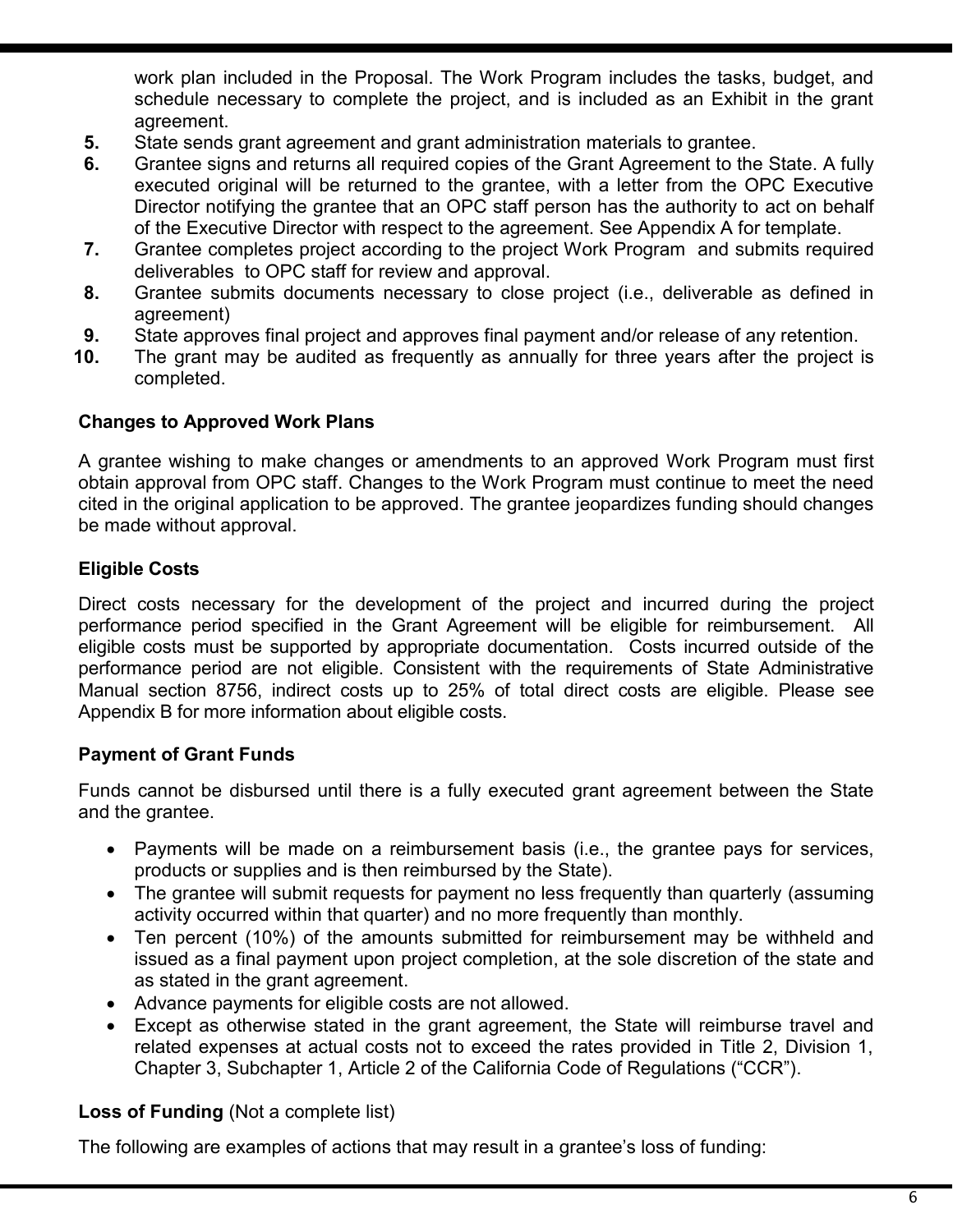work plan included in the Proposal. The Work Program includes the tasks, budget, and schedule necessary to complete the project, and is included as an Exhibit in the grant agreement.

5. State sends grant agreement and grant administration materials to grantee.
6. Grantee signs and returns all required copies of the Grant Agreement to the State. A fully executed original will be returned to the grantee, with a letter from the OPC Executive Director notifying the grantee that an OPC staff person has the authority to act on behalf of the Executive Director with respect to the agreement. See Appendix A for template.
7. Grantee completes project according to the project Work Program and submits required deliverables to OPC staff for review and approval.
8. Grantee submits documents necessary to close project (i.e., deliverable as defined in agreement)
9. State approves final project and approves final payment and/or release of any retention.
10. The grant may be audited as frequently as annually for three years after the project is completed.

**Changes to Approved Work Plans**

A grantee wishing to make changes or amendments to an approved Work Program must first obtain approval from OPC staff. Changes to the Work Program must continue to meet the need cited in the original application to be approved. The grantee jeopardizes funding should changes be made without approval.

**Eligible Costs**

Direct costs necessary for the development of the project and incurred during the project performance period specified in the Grant Agreement will be eligible for reimbursement. All eligible costs must be supported by appropriate documentation. Costs incurred outside of the performance period are not eligible. Consistent with the requirements of State Administrative Manual section 8756, indirect costs up to 25% of total direct costs are eligible. Please see Appendix B for more information about eligible costs.

**Payment of Grant Funds**

Funds cannot be disbursed until there is a fully executed grant agreement between the State and the grantee.

- Payments will be made on a reimbursement basis (i.e., the grantee pays for services, products or supplies and is then reimbursed by the State).
- The grantee will submit requests for payment no less frequently than quarterly (assuming activity occurred within that quarter) and no more frequently than monthly.
- Ten percent (10%) of the amounts submitted for reimbursement may be withheld and issued as a final payment upon project completion, at the sole discretion of the state and as stated in the grant agreement.
- Advance payments for eligible costs are not allowed.
- Except as otherwise stated in the grant agreement, the State will reimburse travel and related expenses at actual costs not to exceed the rates provided in Title 2, Division 1, Chapter 3, Subchapter 1, Article 2 of the California Code of Regulations ("CCR").

**Loss of Funding** (Not a complete list)

The following are examples of actions that may result in a grantee's loss of funding: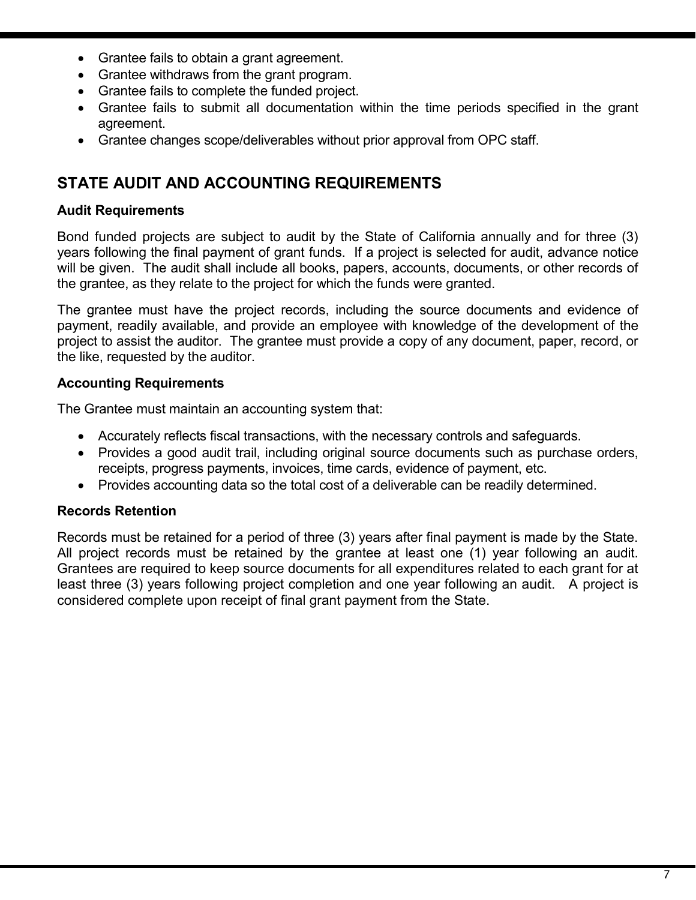- Grantee fails to obtain a grant agreement.
- Grantee withdraws from the grant program.
- Grantee fails to complete the funded project.
- Grantee fails to submit all documentation within the time periods specified in the grant agreement.
- Grantee changes scope/deliverables without prior approval from OPC staff.

## STATE AUDIT AND ACCOUNTING REQUIREMENTS

### Audit Requirements

Bond funded projects are subject to audit by the State of California annually and for three (3) years following the final payment of grant funds. If a project is selected for audit, advance notice will be given. The audit shall include all books, papers, accounts, documents, or other records of the grantee, as they relate to the project for which the funds were granted.

The grantee must have the project records, including the source documents and evidence of payment, readily available, and provide an employee with knowledge of the development of the project to assist the auditor. The grantee must provide a copy of any document, paper, record, or the like, requested by the auditor.

### Accounting Requirements

The Grantee must maintain an accounting system that:

- Accurately reflects fiscal transactions, with the necessary controls and safeguards.
- Provides a good audit trail, including original source documents such as purchase orders, receipts, progress payments, invoices, time cards, evidence of payment, etc.
- Provides accounting data so the total cost of a deliverable can be readily determined.

### Records Retention

Records must be retained for a period of three (3) years after final payment is made by the State. All project records must be retained by the grantee at least one (1) year following an audit. Grantees are required to keep source documents for all expenditures related to each grant for at least three (3) years following project completion and one year following an audit. A project is considered complete upon receipt of final grant payment from the State.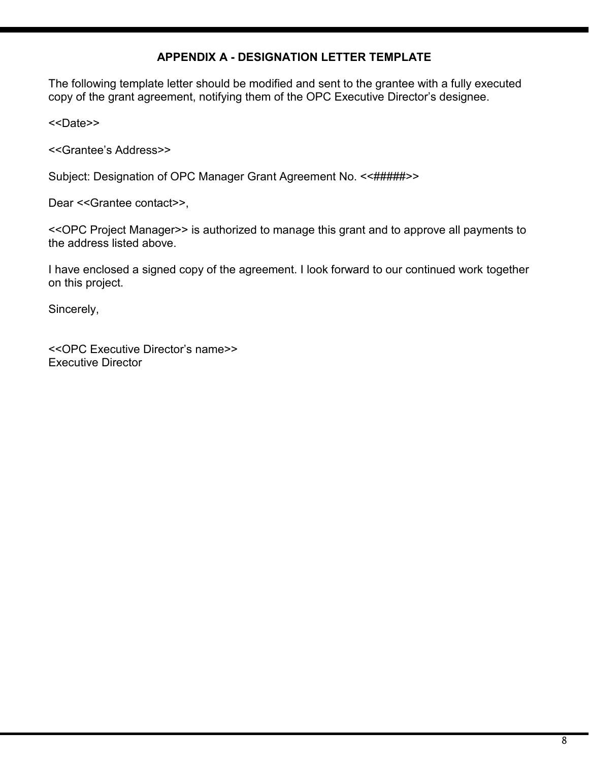## APPENDIX A - DESIGNATION LETTER TEMPLATE

The following template letter should be modified and sent to the grantee with a fully executed copy of the grant agreement, notifying them of the OPC Executive Director's designee.

<<Date>>

<<Grantee's Address>>

Subject: Designation of OPC Manager Grant Agreement No. <<#####>>

Dear <<Grantee contact>>,

<<OPC Project Manager>> is authorized to manage this grant and to approve all payments to the address listed above.

I have enclosed a signed copy of the agreement. I look forward to our continued work together on this project.

Sincerely,

<<OPC Executive Director's name>>
Executive Director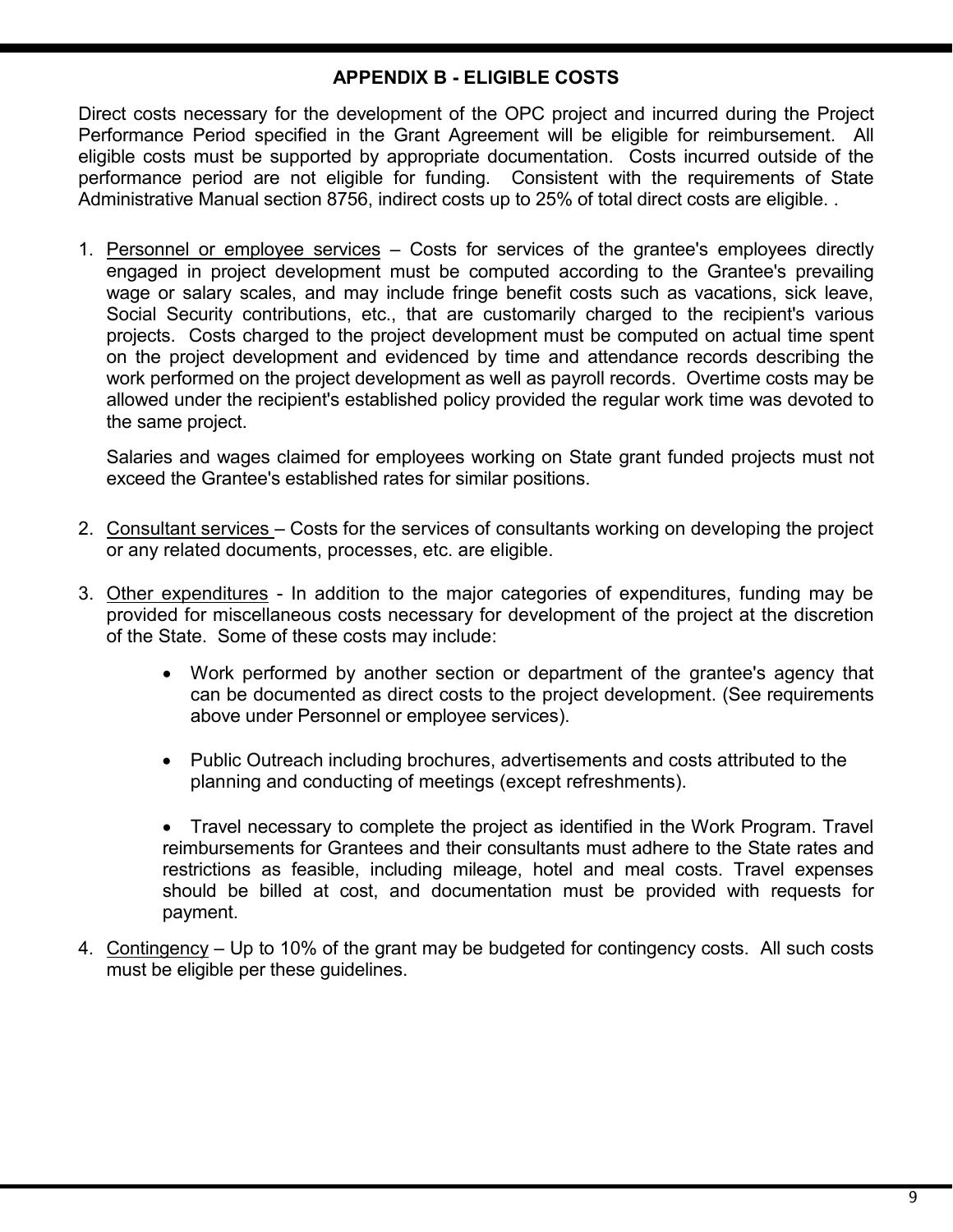## APPENDIX B - ELIGIBLE COSTS

Direct costs necessary for the development of the OPC project and incurred during the Project Performance Period specified in the Grant Agreement will be eligible for reimbursement. All eligible costs must be supported by appropriate documentation. Costs incurred outside of the performance period are not eligible for funding. Consistent with the requirements of State Administrative Manual section 8756, indirect costs up to 25% of total direct costs are eligible. .

1. Personnel or employee services – Costs for services of the grantee's employees directly engaged in project development must be computed according to the Grantee's prevailing wage or salary scales, and may include fringe benefit costs such as vacations, sick leave, Social Security contributions, etc., that are customarily charged to the recipient's various projects. Costs charged to the project development must be computed on actual time spent on the project development and evidenced by time and attendance records describing the work performed on the project development as well as payroll records. Overtime costs may be allowed under the recipient's established policy provided the regular work time was devoted to the same project.

   Salaries and wages claimed for employees working on State grant funded projects must not exceed the Grantee's established rates for similar positions.

2. Consultant services – Costs for the services of consultants working on developing the project or any related documents, processes, etc. are eligible.

3. Other expenditures - In addition to the major categories of expenditures, funding may be provided for miscellaneous costs necessary for development of the project at the discretion of the State. Some of these costs may include:

   - Work performed by another section or department of the grantee's agency that can be documented as direct costs to the project development. (See requirements above under Personnel or employee services).
   - Public Outreach including brochures, advertisements and costs attributed to the planning and conducting of meetings (except refreshments).
   - Travel necessary to complete the project as identified in the Work Program. Travel reimbursements for Grantees and their consultants must adhere to the State rates and restrictions as feasible, including mileage, hotel and meal costs. Travel expenses should be billed at cost, and documentation must be provided with requests for payment.

4. Contingency – Up to 10% of the grant may be budgeted for contingency costs. All such costs must be eligible per these guidelines.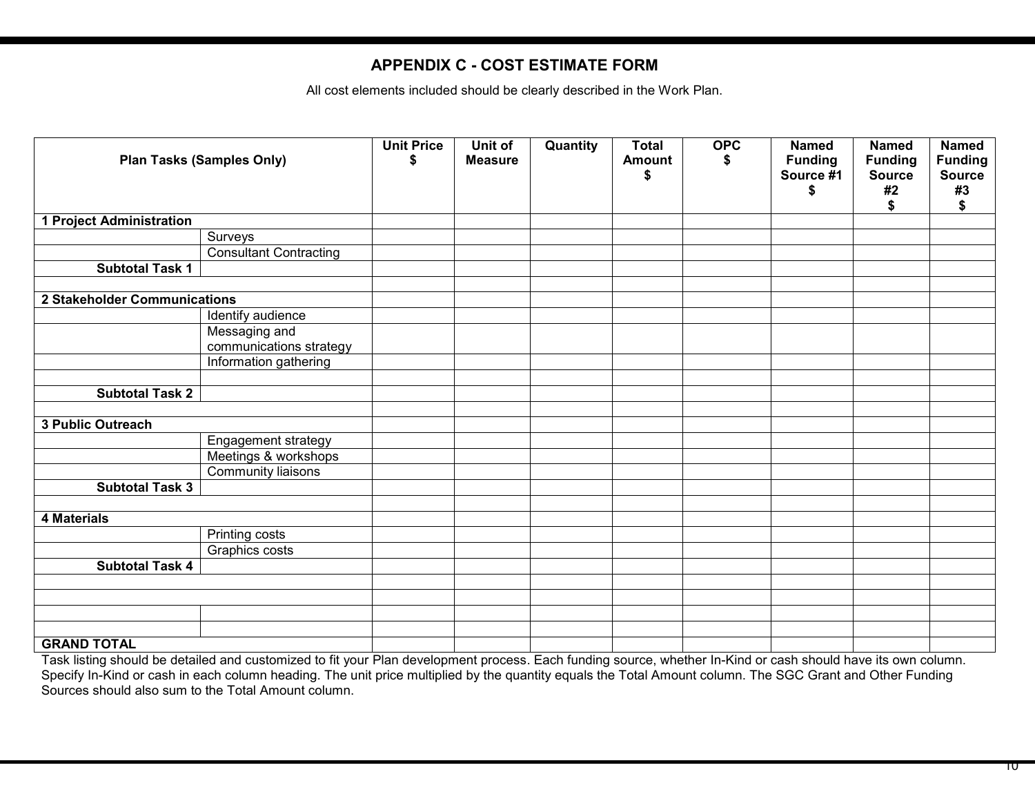## APPENDIX C - COST ESTIMATE FORM

All cost elements included should be clearly described in the Work Plan.

| Plan Tasks (Samples Only) | | Unit Price $ | Unit of Measure | Quantity | Total Amount $ | OPC $ | Named Funding Source #1 $ | Named Funding Source #2 $ | Named Funding Source #3 $ |
|---|---|---|---|---|---|---|---|---|---|
| **1 Project Administration** | | | | | | | | | |
| | Surveys | | | | | | | | |
| | Consultant Contracting | | | | | | | | |
| **Subtotal Task 1** | | | | | | | | | |
| | | | | | | | | | |
| **2 Stakeholder Communications** | | | | | | | | | |
| | Identify audience | | | | | | | | |
| | Messaging and communications strategy | | | | | | | | |
| | Information gathering | | | | | | | | |
| | | | | | | | | | |
| **Subtotal Task 2** | | | | | | | | | |
| | | | | | | | | | |
| **3 Public Outreach** | | | | | | | | | |
| | Engagement strategy | | | | | | | | |
| | Meetings & workshops | | | | | | | | |
| | Community liaisons | | | | | | | | |
| **Subtotal Task 3** | | | | | | | | | |
| | | | | | | | | | |
| **4 Materials** | | | | | | | | | |
| | Printing costs | | | | | | | | |
| | Graphics costs | | | | | | | | |
| **Subtotal Task 4** | | | | | | | | | |
| | | | | | | | | | |
| | | | | | | | | | |
| | | | | | | | | | |
| | | | | | | | | | |
| **GRAND TOTAL** | | | | | | | | | |

Task listing should be detailed and customized to fit your Plan development process. Each funding source, whether In-Kind or cash should have its own column. Specify In-Kind or cash in each column heading. The unit price multiplied by the quantity equals the Total Amount column. The SGC Grant and Other Funding Sources should also sum to the Total Amount column.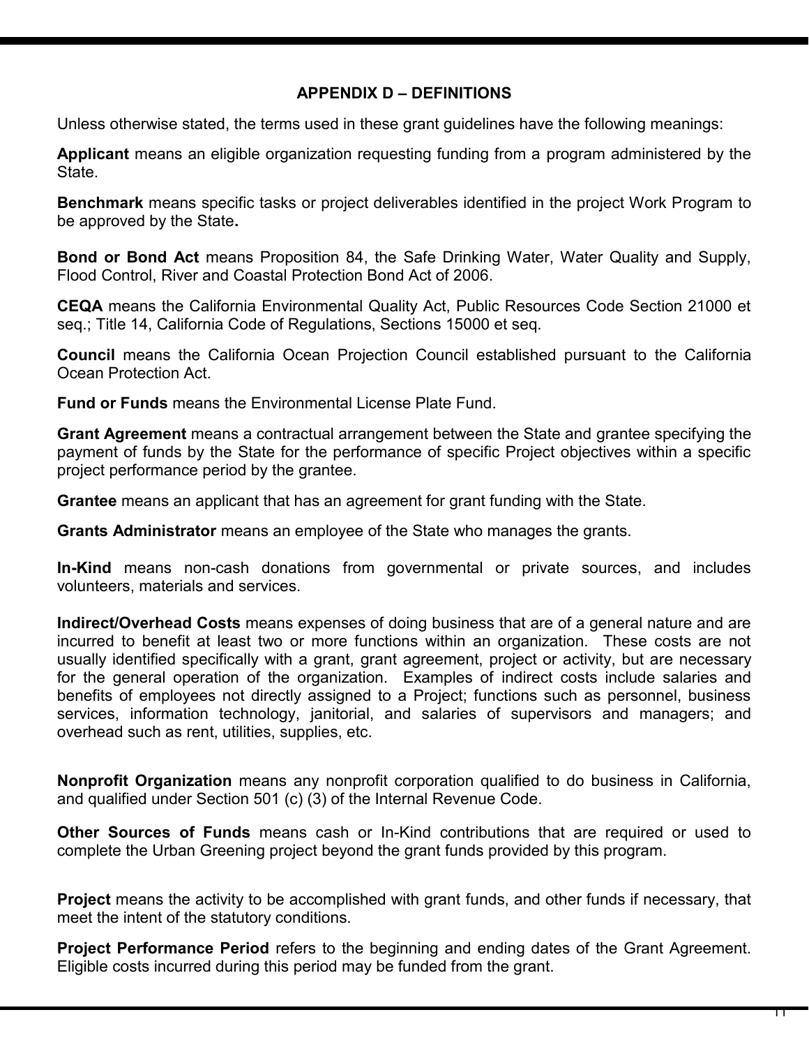## APPENDIX D – DEFINITIONS

Unless otherwise stated, the terms used in these grant guidelines have the following meanings:

**Applicant** means an eligible organization requesting funding from a program administered by the State.

**Benchmark** means specific tasks or project deliverables identified in the project Work Program to be approved by the State**.**

**Bond or Bond Act** means Proposition 84, the Safe Drinking Water, Water Quality and Supply, Flood Control, River and Coastal Protection Bond Act of 2006.

**CEQA** means the California Environmental Quality Act, Public Resources Code Section 21000 et seq.; Title 14, California Code of Regulations, Sections 15000 et seq.

**Council** means the California Ocean Projection Council established pursuant to the California Ocean Protection Act.

**Fund or Funds** means the Environmental License Plate Fund.

**Grant Agreement** means a contractual arrangement between the State and grantee specifying the payment of funds by the State for the performance of specific Project objectives within a specific project performance period by the grantee.

**Grantee** means an applicant that has an agreement for grant funding with the State.

**Grants Administrator** means an employee of the State who manages the grants.

**In-Kind** means non-cash donations from governmental or private sources, and includes volunteers, materials and services.

**Indirect/Overhead Costs** means expenses of doing business that are of a general nature and are incurred to benefit at least two or more functions within an organization. These costs are not usually identified specifically with a grant, grant agreement, project or activity, but are necessary for the general operation of the organization. Examples of indirect costs include salaries and benefits of employees not directly assigned to a Project; functions such as personnel, business services, information technology, janitorial, and salaries of supervisors and managers; and overhead such as rent, utilities, supplies, etc.

**Nonprofit Organization** means any nonprofit corporation qualified to do business in California, and qualified under Section 501 (c) (3) of the Internal Revenue Code.

**Other Sources of Funds** means cash or In-Kind contributions that are required or used to complete the Urban Greening project beyond the grant funds provided by this program.

**Project** means the activity to be accomplished with grant funds, and other funds if necessary, that meet the intent of the statutory conditions.

**Project Performance Period** refers to the beginning and ending dates of the Grant Agreement. Eligible costs incurred during this period may be funded from the grant.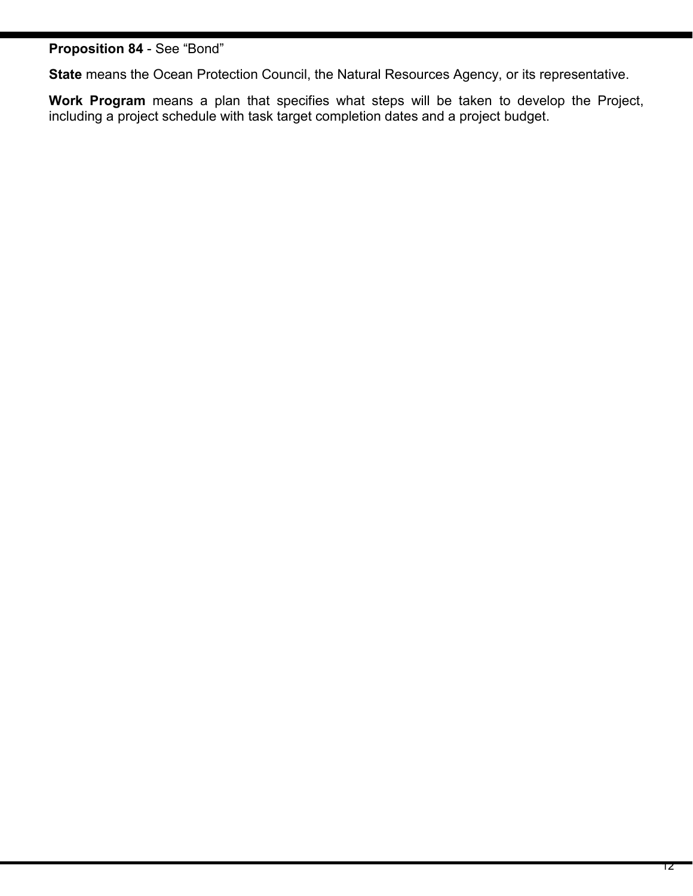**Proposition 84** - See “Bond”

**State** means the Ocean Protection Council, the Natural Resources Agency, or its representative.

**Work Program** means a plan that specifies what steps will be taken to develop the Project, including a project schedule with task target completion dates and a project budget.